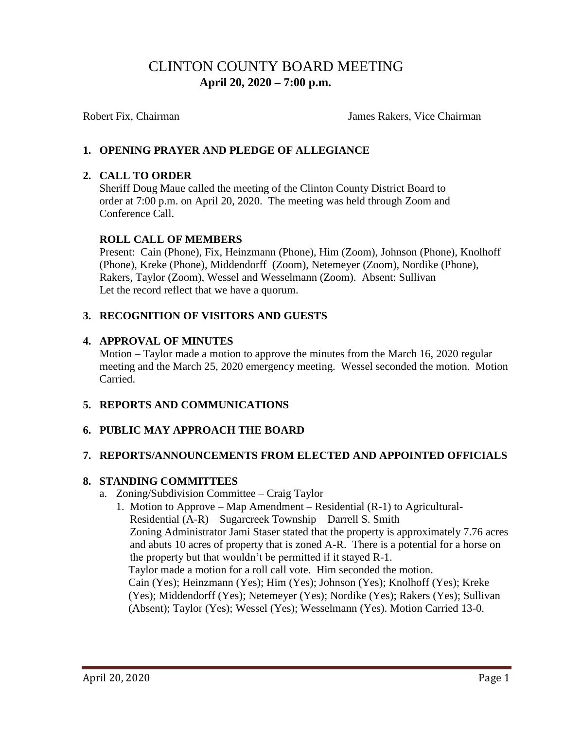# CLINTON COUNTY BOARD MEETING
## April 20, 2020 – 7:00 p.m.

Robert Fix, Chairman James Rakers, Vice Chairman

**1. OPENING PRAYER AND PLEDGE OF ALLEGIANCE**

**2. CALL TO ORDER**

Sheriff Doug Maue called the meeting of the Clinton County District Board to order at 7:00 p.m. on April 20, 2020. The meeting was held through Zoom and Conference Call.

**ROLL CALL OF MEMBERS**

Present: Cain (Phone), Fix, Heinzmann (Phone), Him (Zoom), Johnson (Phone), Knolhoff (Phone), Kreke (Phone), Middendorff (Zoom), Netemeyer (Zoom), Nordike (Phone), Rakers, Taylor (Zoom), Wessel and Wesselmann (Zoom). Absent: Sullivan
Let the record reflect that we have a quorum.

**3. RECOGNITION OF VISITORS AND GUESTS**

**4. APPROVAL OF MINUTES**

Motion – Taylor made a motion to approve the minutes from the March 16, 2020 regular meeting and the March 25, 2020 emergency meeting. Wessel seconded the motion. Motion Carried.

**5. REPORTS AND COMMUNICATIONS**

**6. PUBLIC MAY APPROACH THE BOARD**

**7. REPORTS/ANNOUNCEMENTS FROM ELECTED AND APPOINTED OFFICIALS**

**8. STANDING COMMITTEES**

a. Zoning/Subdivision Committee – Craig Taylor

1. Motion to Approve – Map Amendment – Residential (R-1) to Agricultural-Residential (A-R) – Sugarcreek Township – Darrell S. Smith
   Zoning Administrator Jami Staser stated that the property is approximately 7.76 acres and abuts 10 acres of property that is zoned A-R. There is a potential for a horse on the property but that wouldn't be permitted if it stayed R-1.
   Taylor made a motion for a roll call vote. Him seconded the motion.
   Cain (Yes); Heinzmann (Yes); Him (Yes); Johnson (Yes); Knolhoff (Yes); Kreke (Yes); Middendorff (Yes); Netemeyer (Yes); Nordike (Yes); Rakers (Yes); Sullivan (Absent); Taylor (Yes); Wessel (Yes); Wesselmann (Yes). Motion Carried 13-0.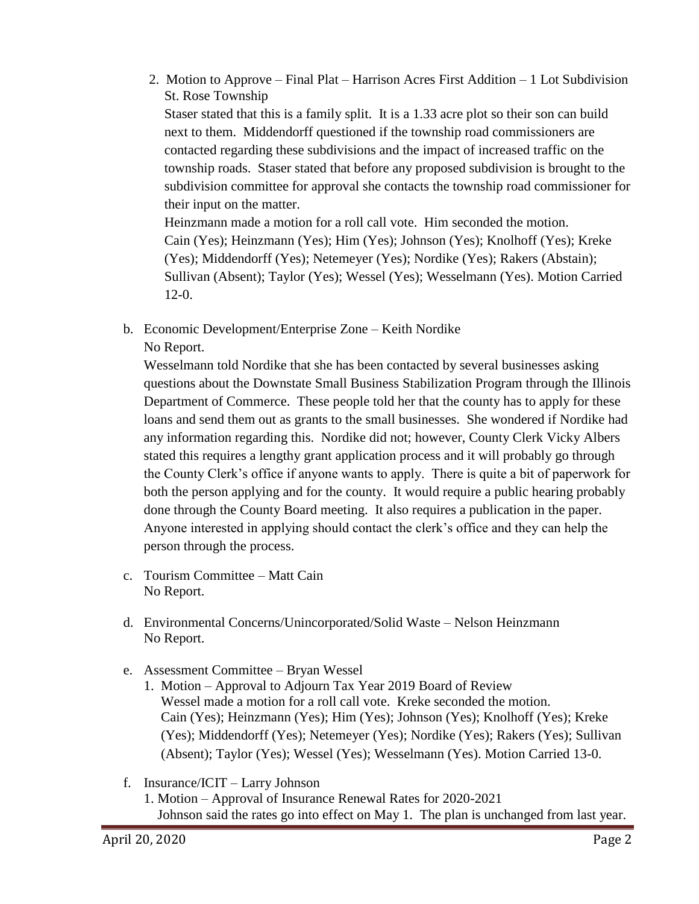2. Motion to Approve – Final Plat – Harrison Acres First Addition – 1 Lot Subdivision St. Rose Township

   Staser stated that this is a family split. It is a 1.33 acre plot so their son can build next to them. Middendorff questioned if the township road commissioners are contacted regarding these subdivisions and the impact of increased traffic on the township roads. Staser stated that before any proposed subdivision is brought to the subdivision committee for approval she contacts the township road commissioner for their input on the matter.

   Heinzmann made a motion for a roll call vote. Him seconded the motion. Cain (Yes); Heinzmann (Yes); Him (Yes); Johnson (Yes); Knolhoff (Yes); Kreke (Yes); Middendorff (Yes); Netemeyer (Yes); Nordike (Yes); Rakers (Abstain); Sullivan (Absent); Taylor (Yes); Wessel (Yes); Wesselmann (Yes). Motion Carried 12-0.

b. Economic Development/Enterprise Zone – Keith Nordike

   No Report.

   Wesselmann told Nordike that she has been contacted by several businesses asking questions about the Downstate Small Business Stabilization Program through the Illinois Department of Commerce. These people told her that the county has to apply for these loans and send them out as grants to the small businesses. She wondered if Nordike had any information regarding this. Nordike did not; however, County Clerk Vicky Albers stated this requires a lengthy grant application process and it will probably go through the County Clerk's office if anyone wants to apply. There is quite a bit of paperwork for both the person applying and for the county. It would require a public hearing probably done through the County Board meeting. It also requires a publication in the paper. Anyone interested in applying should contact the clerk's office and they can help the person through the process.

c. Tourism Committee – Matt Cain

   No Report.

d. Environmental Concerns/Unincorporated/Solid Waste – Nelson Heinzmann

   No Report.

e. Assessment Committee – Bryan Wessel

   1. Motion – Approval to Adjourn Tax Year 2019 Board of Review

      Wessel made a motion for a roll call vote. Kreke seconded the motion. Cain (Yes); Heinzmann (Yes); Him (Yes); Johnson (Yes); Knolhoff (Yes); Kreke (Yes); Middendorff (Yes); Netemeyer (Yes); Nordike (Yes); Rakers (Yes); Sullivan (Absent); Taylor (Yes); Wessel (Yes); Wesselmann (Yes). Motion Carried 13-0.

f. Insurance/ICIT – Larry Johnson

   1. Motion – Approval of Insurance Renewal Rates for 2020-2021

      Johnson said the rates go into effect on May 1. The plan is unchanged from last year.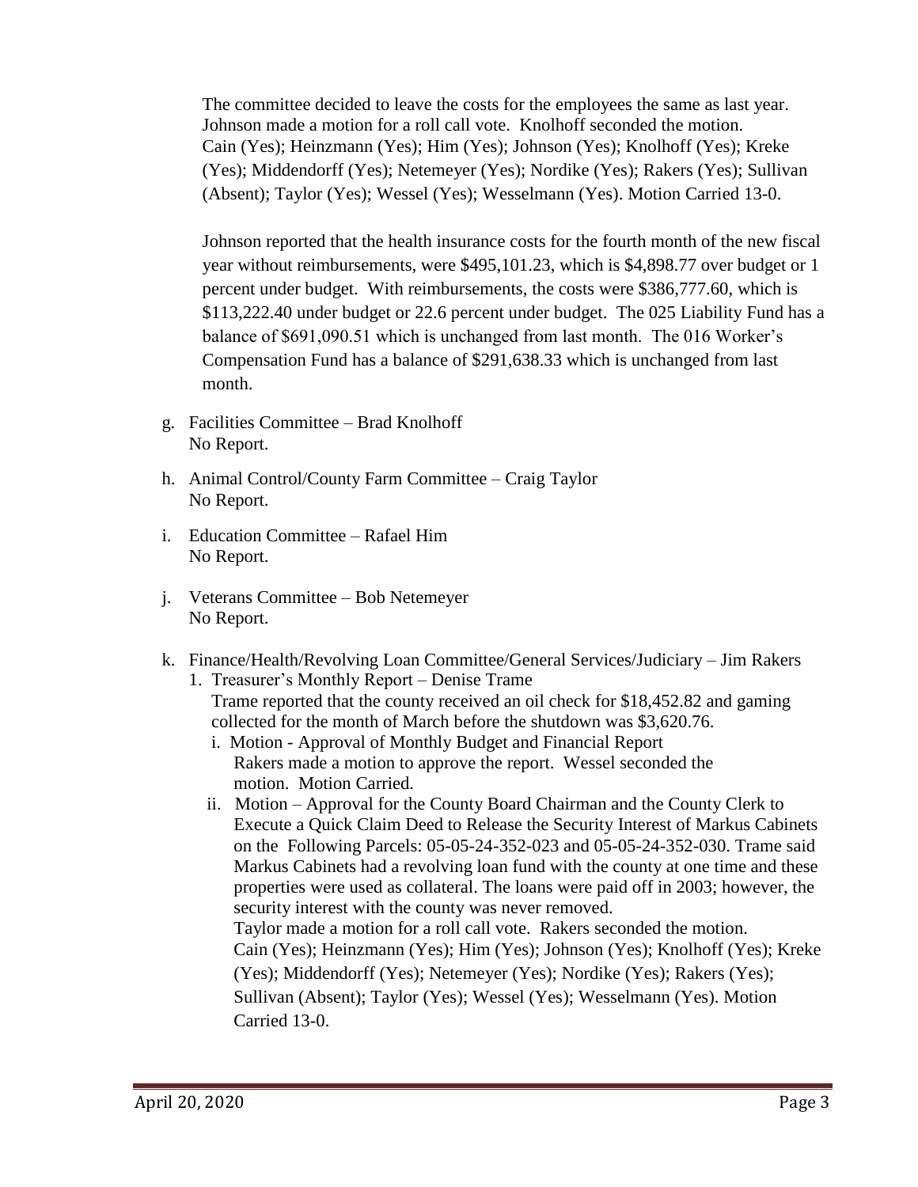The committee decided to leave the costs for the employees the same as last year. Johnson made a motion for a roll call vote. Knolhoff seconded the motion. Cain (Yes); Heinzmann (Yes); Him (Yes); Johnson (Yes); Knolhoff (Yes); Kreke (Yes); Middendorff (Yes); Netemeyer (Yes); Nordike (Yes); Rakers (Yes); Sullivan (Absent); Taylor (Yes); Wessel (Yes); Wesselmann (Yes). Motion Carried 13-0.

Johnson reported that the health insurance costs for the fourth month of the new fiscal year without reimbursements, were $495,101.23, which is $4,898.77 over budget or 1 percent under budget. With reimbursements, the costs were $386,777.60, which is $113,222.40 under budget or 22.6 percent under budget. The 025 Liability Fund has a balance of $691,090.51 which is unchanged from last month. The 016 Worker's Compensation Fund has a balance of $291,638.33 which is unchanged from last month.

g. Facilities Committee – Brad Knolhoff
   No Report.

h. Animal Control/County Farm Committee – Craig Taylor
   No Report.

i. Education Committee – Rafael Him
   No Report.

j. Veterans Committee – Bob Netemeyer
   No Report.

k. Finance/Health/Revolving Loan Committee/General Services/Judiciary – Jim Rakers
   1. Treasurer's Monthly Report – Denise Trame
      Trame reported that the county received an oil check for $18,452.82 and gaming collected for the month of March before the shutdown was $3,620.76.
      i. Motion - Approval of Monthly Budget and Financial Report
         Rakers made a motion to approve the report. Wessel seconded the motion. Motion Carried.
      ii. Motion – Approval for the County Board Chairman and the County Clerk to Execute a Quick Claim Deed to Release the Security Interest of Markus Cabinets on the Following Parcels: 05-05-24-352-023 and 05-05-24-352-030. Trame said Markus Cabinets had a revolving loan fund with the county at one time and these properties were used as collateral. The loans were paid off in 2003; however, the security interest with the county was never removed.
          Taylor made a motion for a roll call vote. Rakers seconded the motion. Cain (Yes); Heinzmann (Yes); Him (Yes); Johnson (Yes); Knolhoff (Yes); Kreke (Yes); Middendorff (Yes); Netemeyer (Yes); Nordike (Yes); Rakers (Yes); Sullivan (Absent); Taylor (Yes); Wessel (Yes); Wesselmann (Yes). Motion Carried 13-0.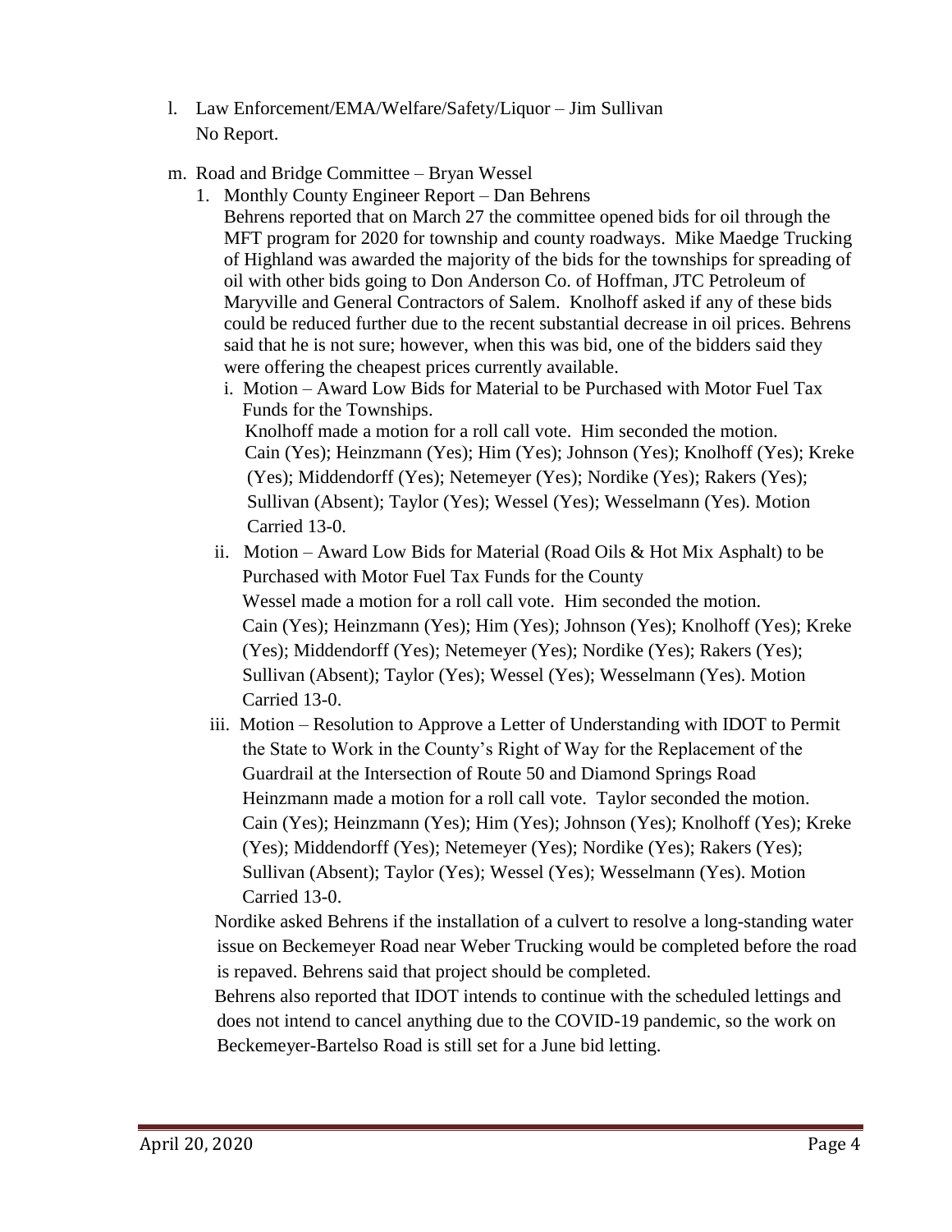l. Law Enforcement/EMA/Welfare/Safety/Liquor – Jim Sullivan
   No Report.

m. Road and Bridge Committee – Bryan Wessel

   1. Monthly County Engineer Report – Dan Behrens
      Behrens reported that on March 27 the committee opened bids for oil through the MFT program for 2020 for township and county roadways. Mike Maedge Trucking of Highland was awarded the majority of the bids for the townships for spreading of oil with other bids going to Don Anderson Co. of Hoffman, JTC Petroleum of Maryville and General Contractors of Salem. Knolhoff asked if any of these bids could be reduced further due to the recent substantial decrease in oil prices. Behrens said that he is not sure; however, when this was bid, one of the bidders said they were offering the cheapest prices currently available.

      i. Motion – Award Low Bids for Material to be Purchased with Motor Fuel Tax Funds for the Townships.
         Knolhoff made a motion for a roll call vote. Him seconded the motion.
         Cain (Yes); Heinzmann (Yes); Him (Yes); Johnson (Yes); Knolhoff (Yes); Kreke (Yes); Middendorff (Yes); Netemeyer (Yes); Nordike (Yes); Rakers (Yes); Sullivan (Absent); Taylor (Yes); Wessel (Yes); Wesselmann (Yes). Motion Carried 13-0.

      ii. Motion – Award Low Bids for Material (Road Oils & Hot Mix Asphalt) to be Purchased with Motor Fuel Tax Funds for the County
         Wessel made a motion for a roll call vote. Him seconded the motion.
         Cain (Yes); Heinzmann (Yes); Him (Yes); Johnson (Yes); Knolhoff (Yes); Kreke (Yes); Middendorff (Yes); Netemeyer (Yes); Nordike (Yes); Rakers (Yes); Sullivan (Absent); Taylor (Yes); Wessel (Yes); Wesselmann (Yes). Motion Carried 13-0.

      iii. Motion – Resolution to Approve a Letter of Understanding with IDOT to Permit the State to Work in the County's Right of Way for the Replacement of the Guardrail at the Intersection of Route 50 and Diamond Springs Road
         Heinzmann made a motion for a roll call vote. Taylor seconded the motion.
         Cain (Yes); Heinzmann (Yes); Him (Yes); Johnson (Yes); Knolhoff (Yes); Kreke (Yes); Middendorff (Yes); Netemeyer (Yes); Nordike (Yes); Rakers (Yes); Sullivan (Absent); Taylor (Yes); Wessel (Yes); Wesselmann (Yes). Motion Carried 13-0.

      Nordike asked Behrens if the installation of a culvert to resolve a long-standing water issue on Beckemeyer Road near Weber Trucking would be completed before the road is repaved. Behrens said that project should be completed.

      Behrens also reported that IDOT intends to continue with the scheduled lettings and does not intend to cancel anything due to the COVID-19 pandemic, so the work on Beckemeyer-Bartelso Road is still set for a June bid letting.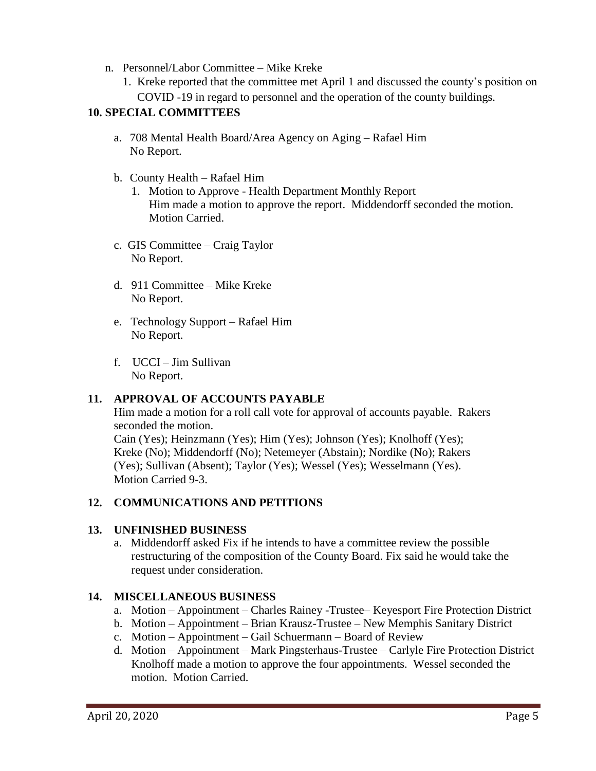n. Personnel/Labor Committee – Mike Kreke
   1. Kreke reported that the committee met April 1 and discussed the county's position on COVID -19 in regard to personnel and the operation of the county buildings.

## 10. SPECIAL COMMITTEES

a. 708 Mental Health Board/Area Agency on Aging – Rafael Him
   No Report.

b. County Health – Rafael Him
   1. Motion to Approve - Health Department Monthly Report
      Him made a motion to approve the report. Middendorff seconded the motion. Motion Carried.

c. GIS Committee – Craig Taylor
   No Report.

d. 911 Committee – Mike Kreke
   No Report.

e. Technology Support – Rafael Him
   No Report.

f. UCCI – Jim Sullivan
   No Report.

## 11. APPROVAL OF ACCOUNTS PAYABLE

Him made a motion for a roll call vote for approval of accounts payable. Rakers seconded the motion.
Cain (Yes); Heinzmann (Yes); Him (Yes); Johnson (Yes); Knolhoff (Yes); Kreke (No); Middendorff (No); Netemeyer (Abstain); Nordike (No); Rakers (Yes); Sullivan (Absent); Taylor (Yes); Wessel (Yes); Wesselmann (Yes).
Motion Carried 9-3.

## 12. COMMUNICATIONS AND PETITIONS

## 13. UNFINISHED BUSINESS

a. Middendorff asked Fix if he intends to have a committee review the possible restructuring of the composition of the County Board. Fix said he would take the request under consideration.

## 14. MISCELLANEOUS BUSINESS

a. Motion – Appointment – Charles Rainey -Trustee– Keyesport Fire Protection District
b. Motion – Appointment – Brian Krausz-Trustee – New Memphis Sanitary District
c. Motion – Appointment – Gail Schuermann – Board of Review
d. Motion – Appointment – Mark Pingsterhaus-Trustee – Carlyle Fire Protection District
   Knolhoff made a motion to approve the four appointments. Wessel seconded the motion. Motion Carried.

April 20, 2020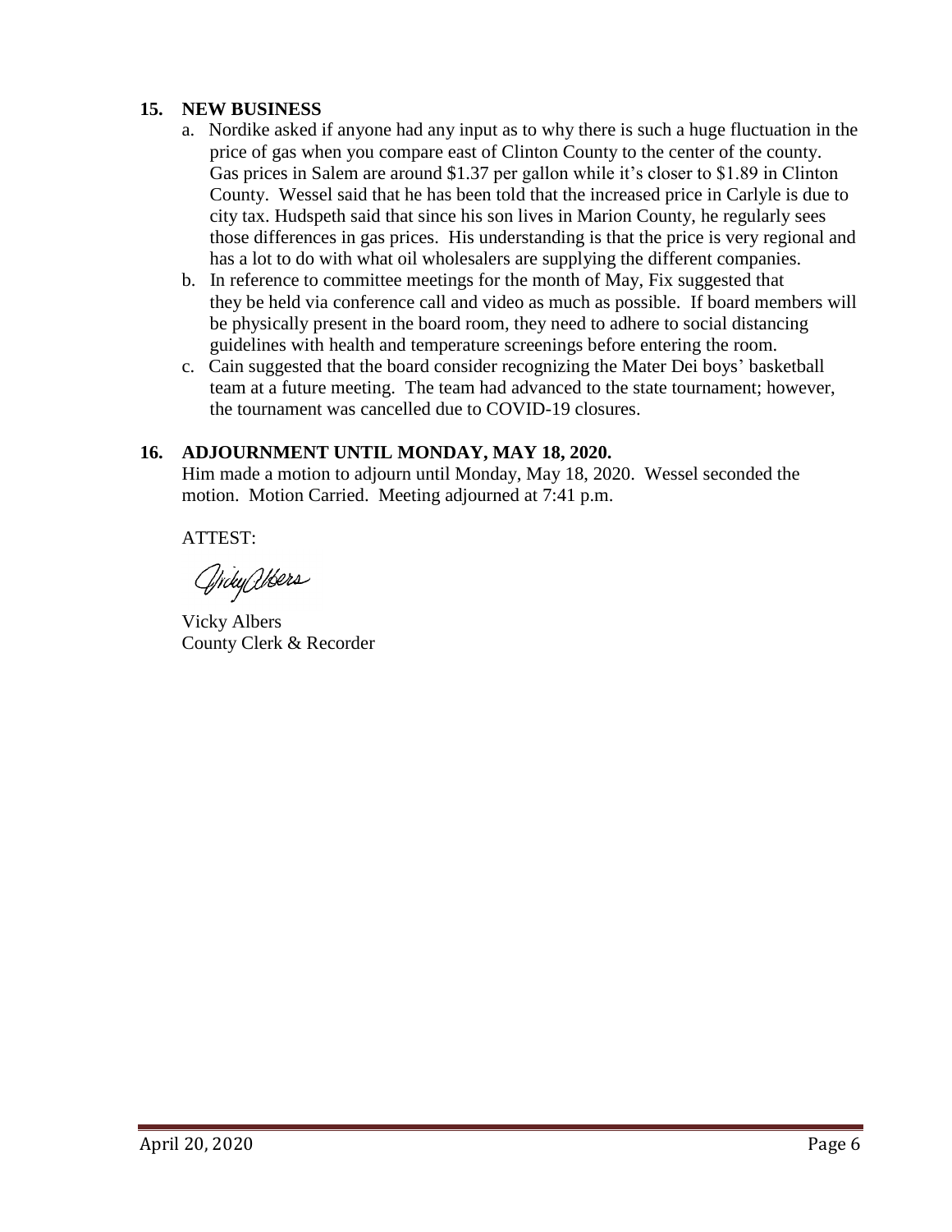## 15. NEW BUSINESS

a. Nordike asked if anyone had any input as to why there is such a huge fluctuation in the price of gas when you compare east of Clinton County to the center of the county. Gas prices in Salem are around $1.37 per gallon while it's closer to $1.89 in Clinton County. Wessel said that he has been told that the increased price in Carlyle is due to city tax. Hudspeth said that since his son lives in Marion County, he regularly sees those differences in gas prices. His understanding is that the price is very regional and has a lot to do with what oil wholesalers are supplying the different companies.

b. In reference to committee meetings for the month of May, Fix suggested that they be held via conference call and video as much as possible. If board members will be physically present in the board room, they need to adhere to social distancing guidelines with health and temperature screenings before entering the room.

c. Cain suggested that the board consider recognizing the Mater Dei boys' basketball team at a future meeting. The team had advanced to the state tournament; however, the tournament was cancelled due to COVID-19 closures.

## 16. ADJOURNMENT UNTIL MONDAY, MAY 18, 2020.

Him made a motion to adjourn until Monday, May 18, 2020. Wessel seconded the motion. Motion Carried. Meeting adjourned at 7:41 p.m.

ATTEST:

Vicky Albers

Vicky Albers
County Clerk & Recorder